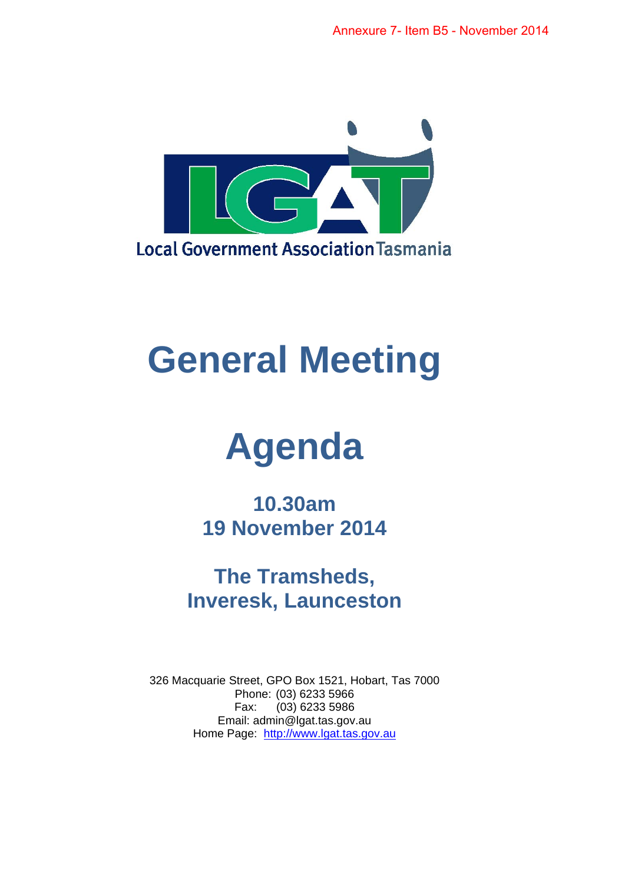Annexure 7- Item B5 - November 2014

Local Government Association Tasmania

# General Meeting

# Agenda

## 10.30am
## 19 November 2014

## The Tramsheds,
## Inveresk, Launceston

326 Macquarie Street, GPO Box 1521, Hobart, Tas 7000
Phone: (03) 6233 5966
Fax: (03) 6233 5986
Email: admin@lgat.tas.gov.au
Home Page: http://www.lgat.tas.gov.au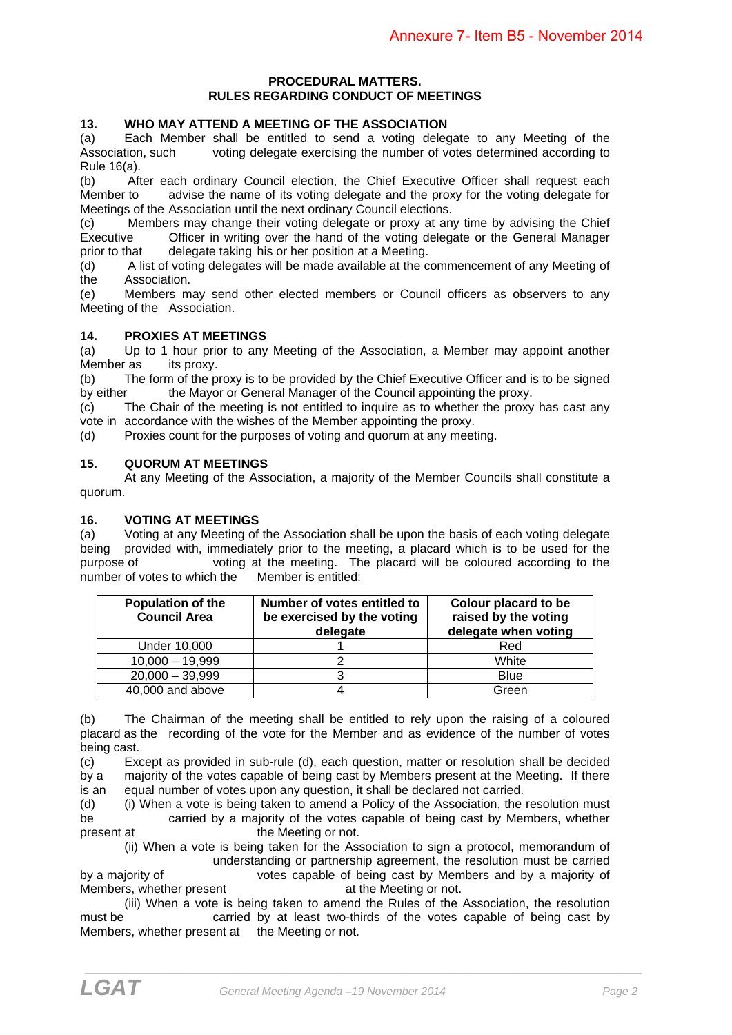# PROCEDURAL MATTERS.
# RULES REGARDING CONDUCT OF MEETINGS

## 13. WHO MAY ATTEND A MEETING OF THE ASSOCIATION

(a) Each Member shall be entitled to send a voting delegate to any Meeting of the Association, such voting delegate exercising the number of votes determined according to Rule 16(a).

(b) After each ordinary Council election, the Chief Executive Officer shall request each Member to advise the name of its voting delegate and the proxy for the voting delegate for Meetings of the Association until the next ordinary Council elections.

(c) Members may change their voting delegate or proxy at any time by advising the Chief Executive Officer in writing over the hand of the voting delegate or the General Manager prior to that delegate taking his or her position at a Meeting.

(d) A list of voting delegates will be made available at the commencement of any Meeting of the Association.

(e) Members may send other elected members or Council officers as observers to any Meeting of the Association.

## 14. PROXIES AT MEETINGS

(a) Up to 1 hour prior to any Meeting of the Association, a Member may appoint another Member as its proxy.

(b) The form of the proxy is to be provided by the Chief Executive Officer and is to be signed by either the Mayor or General Manager of the Council appointing the proxy.

(c) The Chair of the meeting is not entitled to inquire as to whether the proxy has cast any vote in accordance with the wishes of the Member appointing the proxy.

(d) Proxies count for the purposes of voting and quorum at any meeting.

## 15. QUORUM AT MEETINGS

At any Meeting of the Association, a majority of the Member Councils shall constitute a quorum.

## 16. VOTING AT MEETINGS

(a) Voting at any Meeting of the Association shall be upon the basis of each voting delegate being provided with, immediately prior to the meeting, a placard which is to be used for the purpose of voting at the meeting. The placard will be coloured according to the number of votes to which the Member is entitled:

| Population of the Council Area | Number of votes entitled to be exercised by the voting delegate | Colour placard to be raised by the voting delegate when voting |
|---|---|---|
| Under 10,000 | 1 | Red |
| 10,000 – 19,999 | 2 | White |
| 20,000 – 39,999 | 3 | Blue |
| 40,000 and above | 4 | Green |

(b) The Chairman of the meeting shall be entitled to rely upon the raising of a coloured placard as the recording of the vote for the Member and as evidence of the number of votes being cast.

(c) Except as provided in sub-rule (d), each question, matter or resolution shall be decided by a majority of the votes capable of being cast by Members present at the Meeting. If there is an equal number of votes upon any question, it shall be declared not carried.

(d) (i) When a vote is being taken to amend a Policy of the Association, the resolution must be carried by a majority of the votes capable of being cast by Members, whether present at the Meeting or not.

(ii) When a vote is being taken for the Association to sign a protocol, memorandum of understanding or partnership agreement, the resolution must be carried by a majority of votes capable of being cast by Members and by a majority of Members, whether present at the Meeting or not.

(iii) When a vote is being taken to amend the Rules of the Association, the resolution must be carried by at least two-thirds of the votes capable of being cast by Members, whether present at the Meeting or not.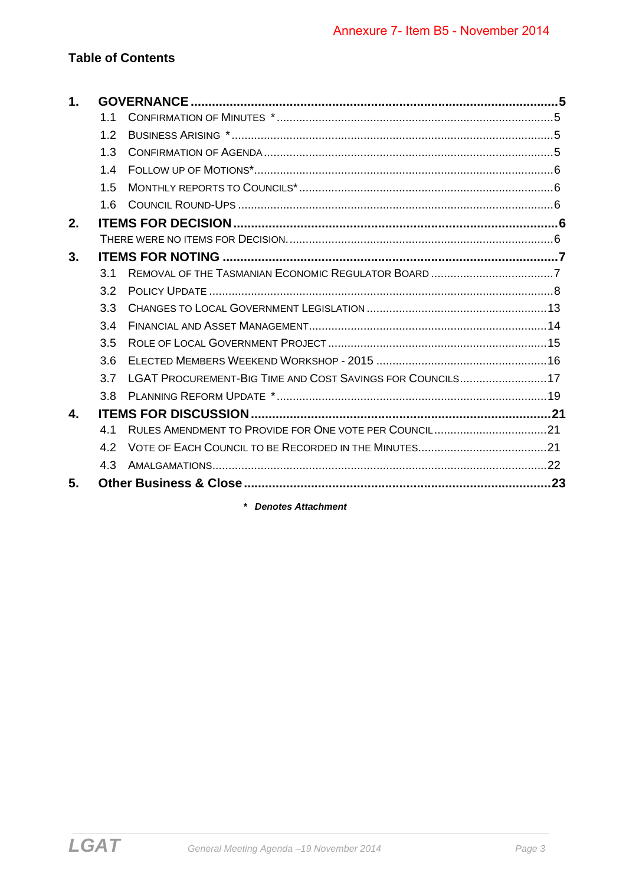Annexure 7- Item B5 - November 2014

## Table of Contents

**1. GOVERNANCE** .......... **5**

- 1.1 Confirmation of Minutes * .......... 5
- 1.2 Business Arising * .......... 5
- 1.3 Confirmation of Agenda .......... 5
- 1.4 Follow up of Motions* .......... 6
- 1.5 Monthly reports to Councils* .......... 6
- 1.6 Council Round-Ups .......... 6

**2. ITEMS FOR DECISION** .......... **6**

- There were no items for Decision. .......... 6

**3. ITEMS FOR NOTING** .......... **7**

- 3.1 Removal of the Tasmanian Economic Regulator Board .......... 7
- 3.2 Policy Update .......... 8
- 3.3 Changes to Local Government Legislation .......... 13
- 3.4 Financial and Asset Management .......... 14
- 3.5 Role of Local Government Project .......... 15
- 3.6 Elected Members Weekend Workshop - 2015 .......... 16
- 3.7 LGAT Procurement-Big Time and Cost Savings for Councils .......... 17
- 3.8 Planning Reform Update * .......... 19

**4. ITEMS FOR DISCUSSION** .......... **21**

- 4.1 Rules Amendment to provide for One Vote per Council .......... 21
- 4.2 Vote of each Council to be recorded in the Minutes .......... 21
- 4.3 Amalgamations .......... 22

**5. Other Business & Close** .......... **23**

***\* Denotes Attachment***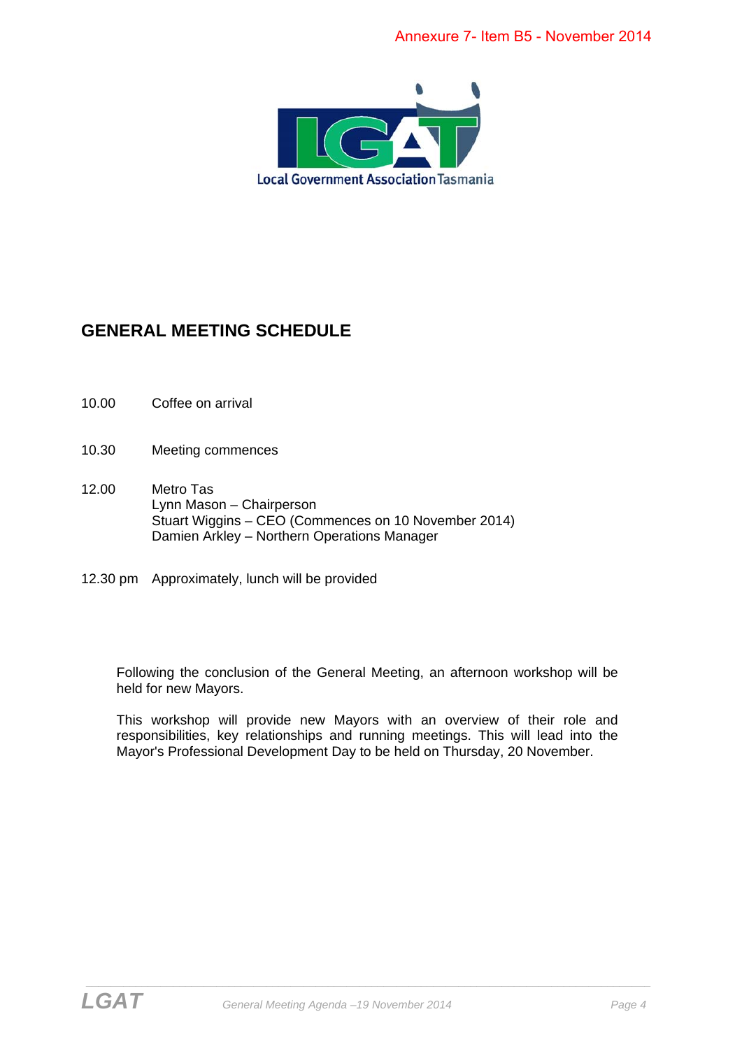Annexure 7- Item B5 - November 2014

Local Government Association Tasmania

## GENERAL MEETING SCHEDULE

10.00 Coffee on arrival

10.30 Meeting commences

12.00 Metro Tas
Lynn Mason – Chairperson
Stuart Wiggins – CEO (Commences on 10 November 2014)
Damien Arkley – Northern Operations Manager

12.30 pm Approximately, lunch will be provided

Following the conclusion of the General Meeting, an afternoon workshop will be held for new Mayors.

This workshop will provide new Mayors with an overview of their role and responsibilities, key relationships and running meetings. This will lead into the Mayor's Professional Development Day to be held on Thursday, 20 November.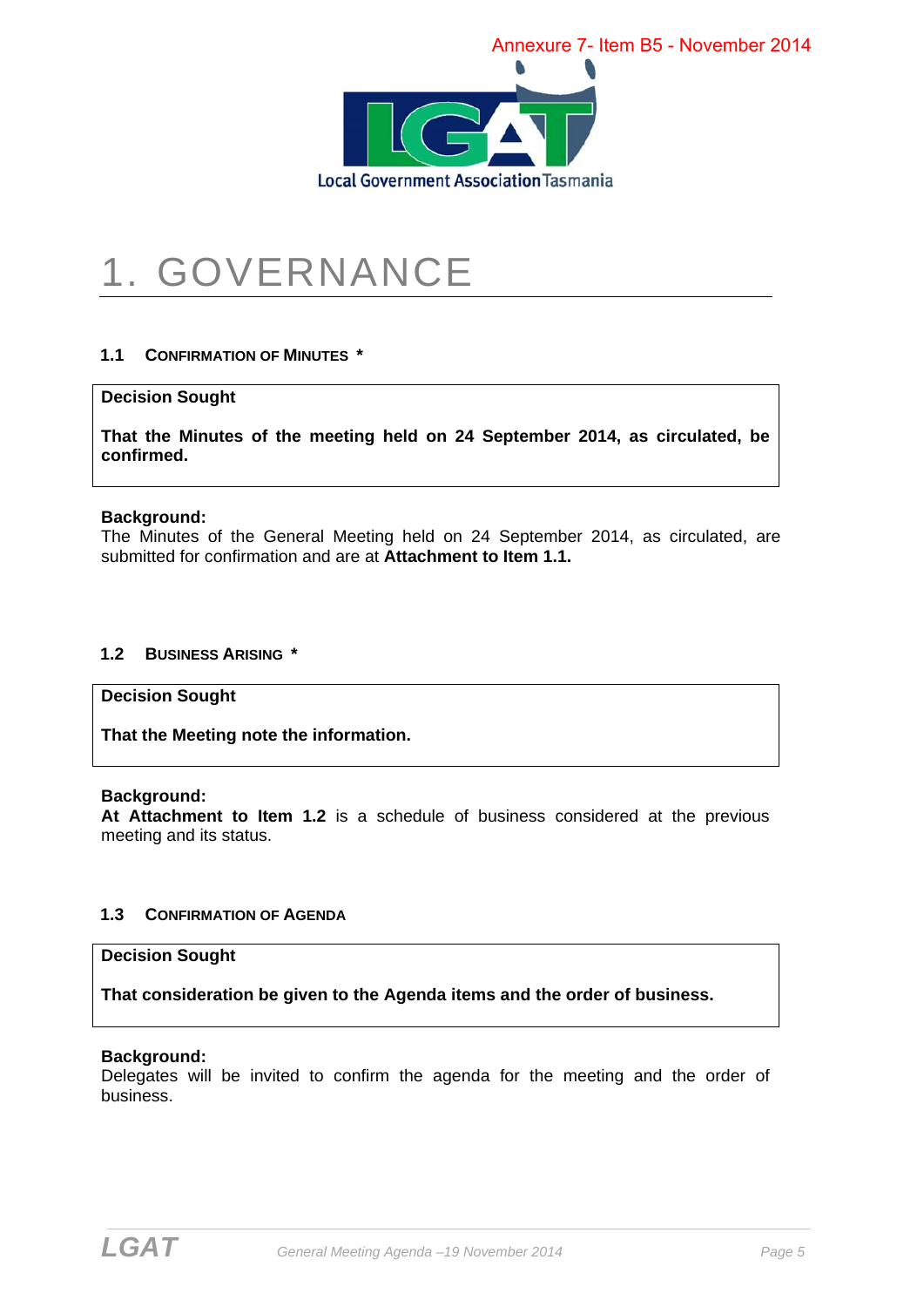Annexure 7- Item B5 - November 2014

Local Government Association Tasmania

# 1. GOVERNANCE

### 1.1 CONFIRMATION OF MINUTES *

**Decision Sought**

**That the Minutes of the meeting held on 24 September 2014, as circulated, be confirmed.**

**Background:**
The Minutes of the General Meeting held on 24 September 2014, as circulated, are submitted for confirmation and are at **Attachment to Item 1.1.**

### 1.2 BUSINESS ARISING *

**Decision Sought**

**That the Meeting note the information.**

**Background:**
**At Attachment to Item 1.2** is a schedule of business considered at the previous meeting and its status.

### 1.3 CONFIRMATION OF AGENDA

**Decision Sought**

**That consideration be given to the Agenda items and the order of business.**

**Background:**
Delegates will be invited to confirm the agenda for the meeting and the order of business.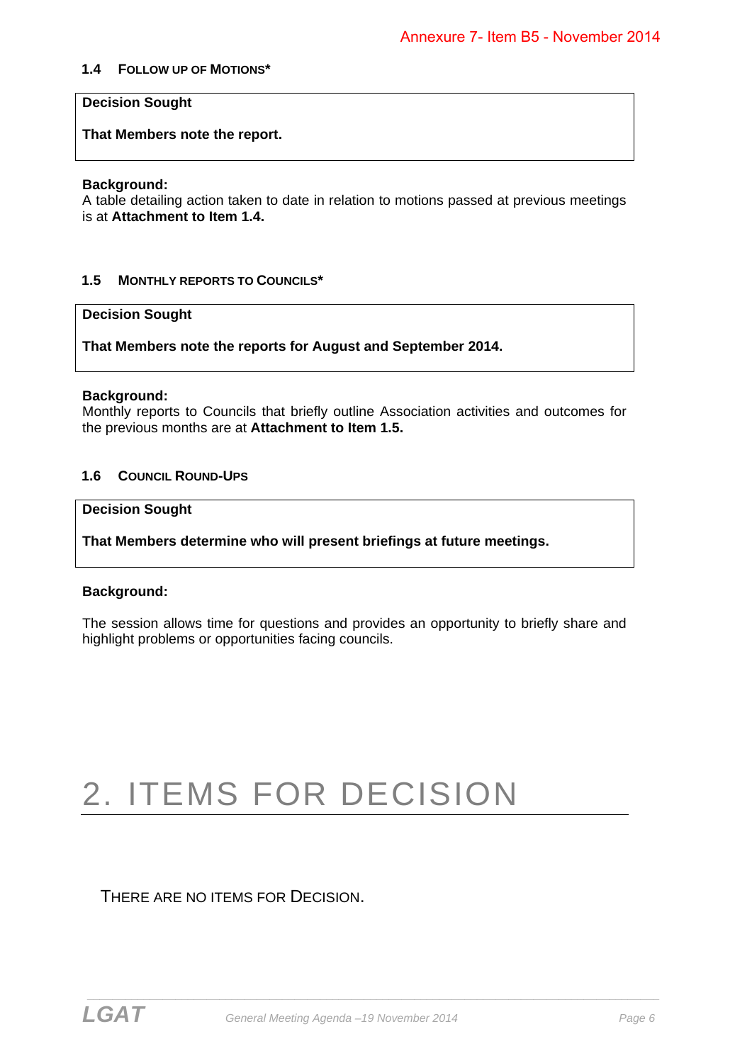Annexure 7- Item B5 - November 2014

### 1.4 FOLLOW UP OF MOTIONS*

**Decision Sought**

**That Members note the report.**

**Background:**
A table detailing action taken to date in relation to motions passed at previous meetings is at **Attachment to Item 1.4.**

### 1.5 MONTHLY REPORTS TO COUNCILS*

**Decision Sought**

**That Members note the reports for August and September 2014.**

**Background:**
Monthly reports to Councils that briefly outline Association activities and outcomes for the previous months are at **Attachment to Item 1.5.**

### 1.6 COUNCIL ROUND-UPS

**Decision Sought**

**That Members determine who will present briefings at future meetings.**

**Background:**

The session allows time for questions and provides an opportunity to briefly share and highlight problems or opportunities facing councils.

# 2. ITEMS FOR DECISION

THERE ARE NO ITEMS FOR DECISION.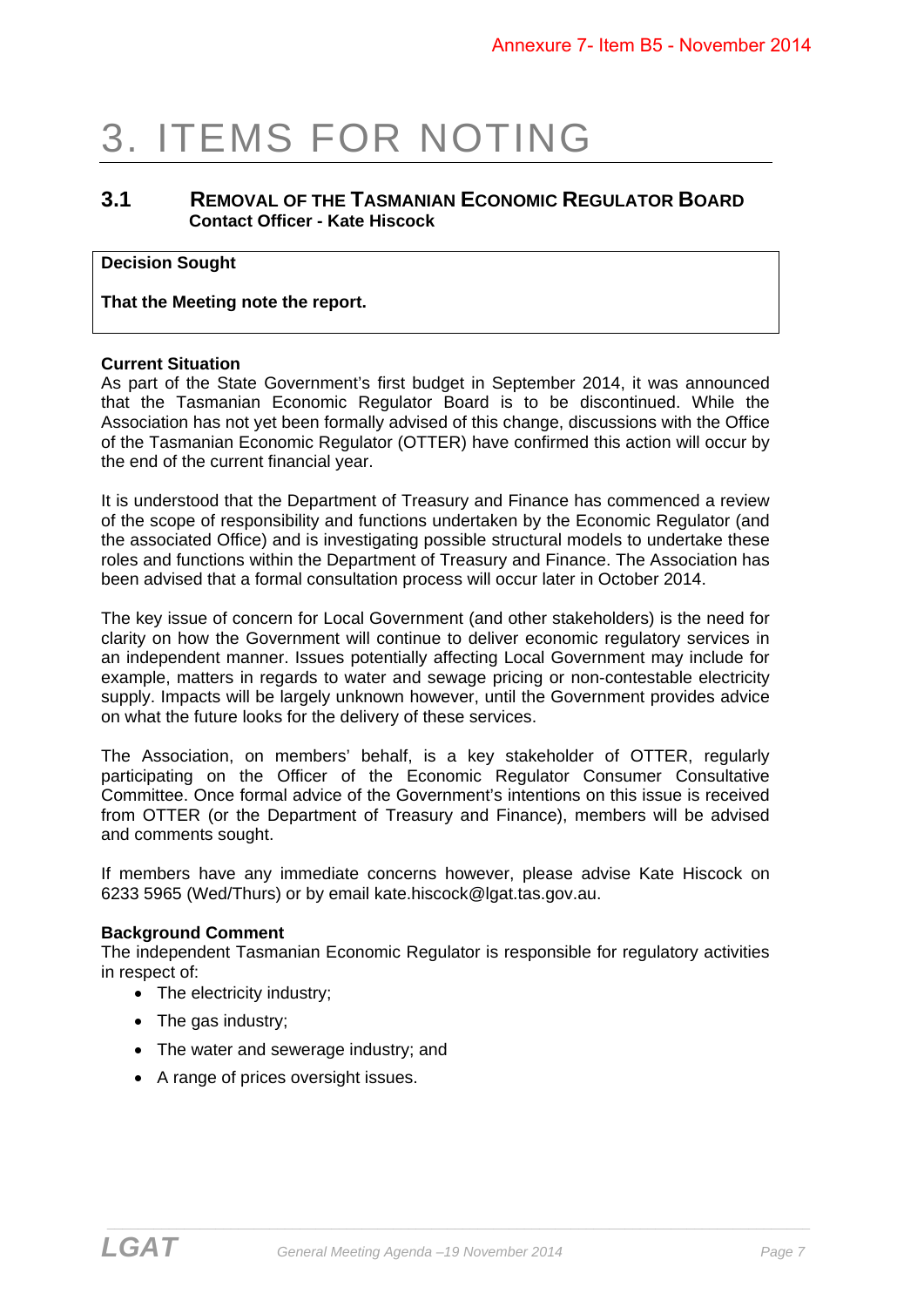# 3. ITEMS FOR NOTING

## 3.1 REMOVAL OF THE TASMANIAN ECONOMIC REGULATOR BOARD

**Contact Officer - Kate Hiscock**

| **Decision Sought** |
|---|
| **That the Meeting note the report.** |

**Current Situation**

As part of the State Government's first budget in September 2014, it was announced that the Tasmanian Economic Regulator Board is to be discontinued. While the Association has not yet been formally advised of this change, discussions with the Office of the Tasmanian Economic Regulator (OTTER) have confirmed this action will occur by the end of the current financial year.

It is understood that the Department of Treasury and Finance has commenced a review of the scope of responsibility and functions undertaken by the Economic Regulator (and the associated Office) and is investigating possible structural models to undertake these roles and functions within the Department of Treasury and Finance. The Association has been advised that a formal consultation process will occur later in October 2014.

The key issue of concern for Local Government (and other stakeholders) is the need for clarity on how the Government will continue to deliver economic regulatory services in an independent manner. Issues potentially affecting Local Government may include for example, matters in regards to water and sewage pricing or non-contestable electricity supply. Impacts will be largely unknown however, until the Government provides advice on what the future looks for the delivery of these services.

The Association, on members' behalf, is a key stakeholder of OTTER, regularly participating on the Officer of the Economic Regulator Consumer Consultative Committee. Once formal advice of the Government's intentions on this issue is received from OTTER (or the Department of Treasury and Finance), members will be advised and comments sought.

If members have any immediate concerns however, please advise Kate Hiscock on 6233 5965 (Wed/Thurs) or by email kate.hiscock@lgat.tas.gov.au.

**Background Comment**

The independent Tasmanian Economic Regulator is responsible for regulatory activities in respect of:

- The electricity industry;
- The gas industry;
- The water and sewerage industry; and
- A range of prices oversight issues.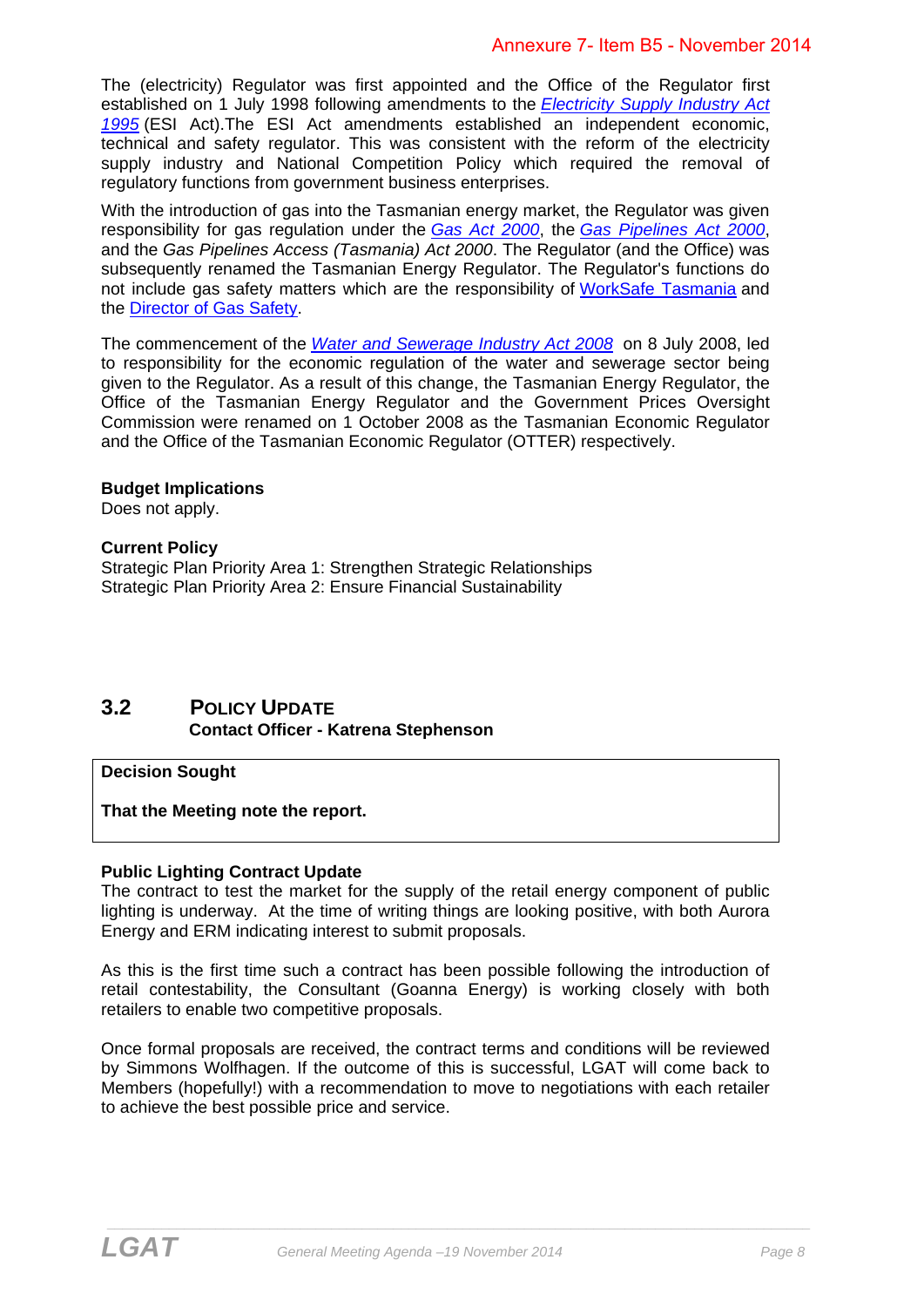The (electricity) Regulator was first appointed and the Office of the Regulator first established on 1 July 1998 following amendments to the *Electricity Supply Industry Act 1995* (ESI Act).The ESI Act amendments established an independent economic, technical and safety regulator. This was consistent with the reform of the electricity supply industry and National Competition Policy which required the removal of regulatory functions from government business enterprises.

With the introduction of gas into the Tasmanian energy market, the Regulator was given responsibility for gas regulation under the *Gas Act 2000*, the *Gas Pipelines Act 2000*, and the *Gas Pipelines Access (Tasmania) Act 2000*. The Regulator (and the Office) was subsequently renamed the Tasmanian Energy Regulator. The Regulator's functions do not include gas safety matters which are the responsibility of WorkSafe Tasmania and the Director of Gas Safety.

The commencement of the *Water and Sewerage Industry Act 2008* on 8 July 2008, led to responsibility for the economic regulation of the water and sewerage sector being given to the Regulator. As a result of this change, the Tasmanian Energy Regulator, the Office of the Tasmanian Energy Regulator and the Government Prices Oversight Commission were renamed on 1 October 2008 as the Tasmanian Economic Regulator and the Office of the Tasmanian Economic Regulator (OTTER) respectively.

**Budget Implications**
Does not apply.

**Current Policy**
Strategic Plan Priority Area 1: Strengthen Strategic Relationships
Strategic Plan Priority Area 2: Ensure Financial Sustainability

## 3.2 POLICY UPDATE

**Contact Officer - Katrena Stephenson**

**Decision Sought**

**That the Meeting note the report.**

**Public Lighting Contract Update**
The contract to test the market for the supply of the retail energy component of public lighting is underway. At the time of writing things are looking positive, with both Aurora Energy and ERM indicating interest to submit proposals.

As this is the first time such a contract has been possible following the introduction of retail contestability, the Consultant (Goanna Energy) is working closely with both retailers to enable two competitive proposals.

Once formal proposals are received, the contract terms and conditions will be reviewed by Simmons Wolfhagen. If the outcome of this is successful, LGAT will come back to Members (hopefully!) with a recommendation to move to negotiations with each retailer to achieve the best possible price and service.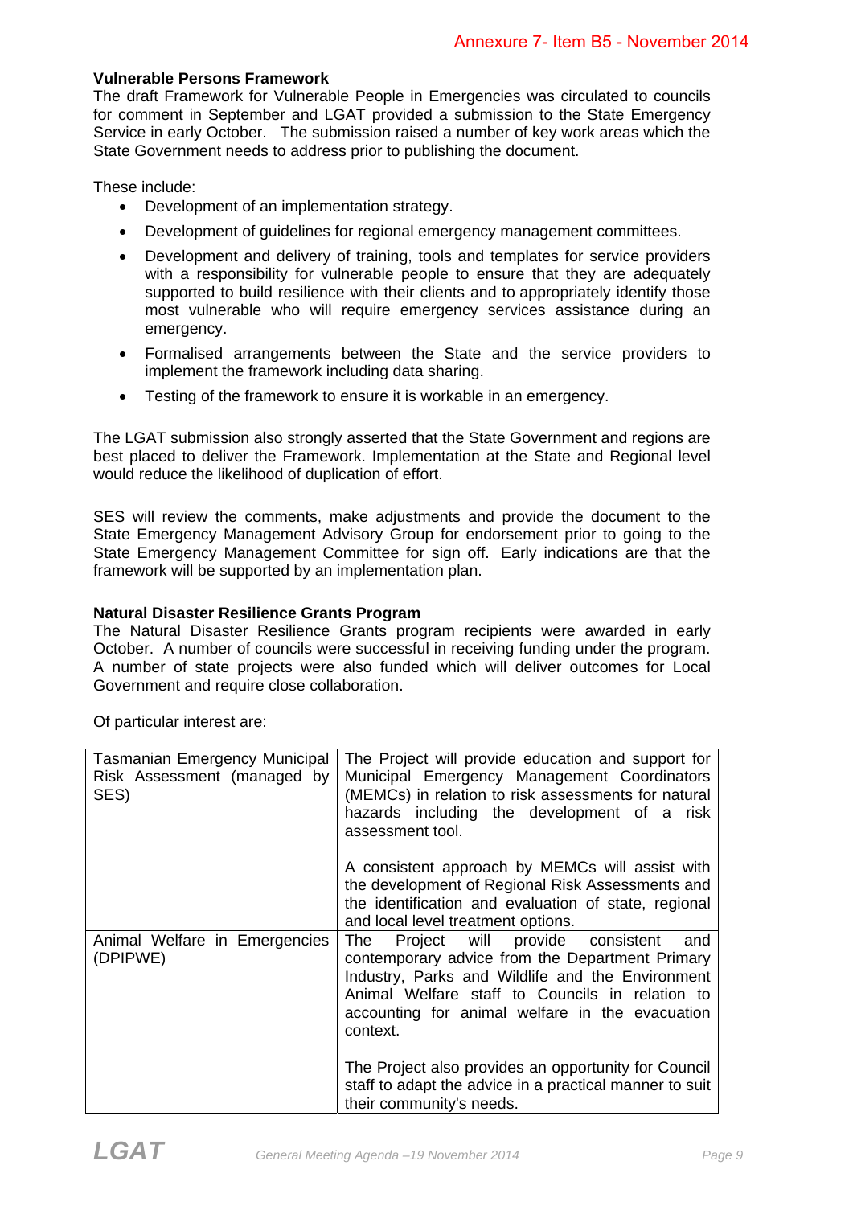**Vulnerable Persons Framework**

The draft Framework for Vulnerable People in Emergencies was circulated to councils for comment in September and LGAT provided a submission to the State Emergency Service in early October. The submission raised a number of key work areas which the State Government needs to address prior to publishing the document.

These include:

- Development of an implementation strategy.
- Development of guidelines for regional emergency management committees.
- Development and delivery of training, tools and templates for service providers with a responsibility for vulnerable people to ensure that they are adequately supported to build resilience with their clients and to appropriately identify those most vulnerable who will require emergency services assistance during an emergency.
- Formalised arrangements between the State and the service providers to implement the framework including data sharing.
- Testing of the framework to ensure it is workable in an emergency.

The LGAT submission also strongly asserted that the State Government and regions are best placed to deliver the Framework. Implementation at the State and Regional level would reduce the likelihood of duplication of effort.

SES will review the comments, make adjustments and provide the document to the State Emergency Management Advisory Group for endorsement prior to going to the State Emergency Management Committee for sign off. Early indications are that the framework will be supported by an implementation plan.

**Natural Disaster Resilience Grants Program**

The Natural Disaster Resilience Grants program recipients were awarded in early October. A number of councils were successful in receiving funding under the program. A number of state projects were also funded which will deliver outcomes for Local Government and require close collaboration.

Of particular interest are:

| | |
|---|---|
| Tasmanian Emergency Municipal Risk Assessment (managed by SES) | The Project will provide education and support for Municipal Emergency Management Coordinators (MEMCs) in relation to risk assessments for natural hazards including the development of a risk assessment tool.<br><br>A consistent approach by MEMCs will assist with the development of Regional Risk Assessments and the identification and evaluation of state, regional and local level treatment options. |
| Animal Welfare in Emergencies (DPIPWE) | The Project will provide consistent and contemporary advice from the Department Primary Industry, Parks and Wildlife and the Environment Animal Welfare staff to Councils in relation to accounting for animal welfare in the evacuation context.<br><br>The Project also provides an opportunity for Council staff to adapt the advice in a practical manner to suit their community's needs. |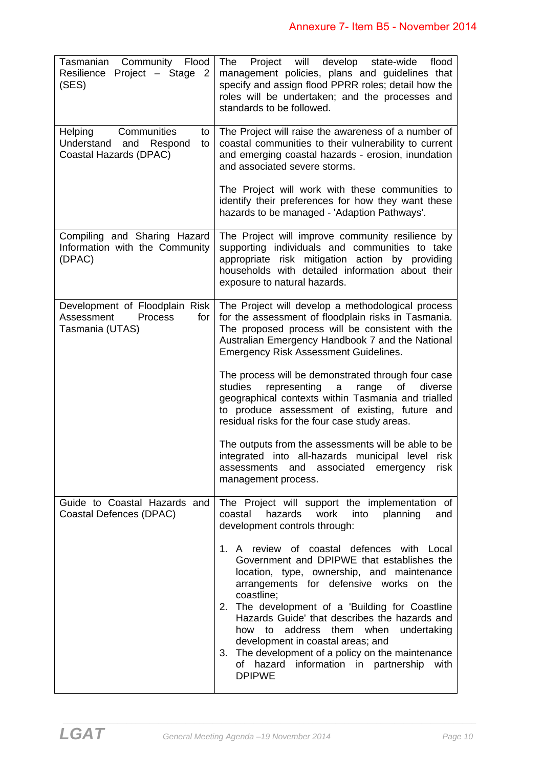| | |
|---|---|
| Tasmanian Community Flood Resilience Project – Stage 2 (SES) | The Project will develop state-wide flood management policies, plans and guidelines that specify and assign flood PPRR roles; detail how the roles will be undertaken; and the processes and standards to be followed. |
| Helping Communities to Understand and Respond to Coastal Hazards (DPAC) | The Project will raise the awareness of a number of coastal communities to their vulnerability to current and emerging coastal hazards - erosion, inundation and associated severe storms.<br><br>The Project will work with these communities to identify their preferences for how they want these hazards to be managed - 'Adaption Pathways'. |
| Compiling and Sharing Hazard Information with the Community (DPAC) | The Project will improve community resilience by supporting individuals and communities to take appropriate risk mitigation action by providing households with detailed information about their exposure to natural hazards. |
| Development of Floodplain Risk Assessment Process for Tasmania (UTAS) | The Project will develop a methodological process for the assessment of floodplain risks in Tasmania. The proposed process will be consistent with the Australian Emergency Handbook 7 and the National Emergency Risk Assessment Guidelines.<br><br>The process will be demonstrated through four case studies representing a range of diverse geographical contexts within Tasmania and trialled to produce assessment of existing, future and residual risks for the four case study areas.<br><br>The outputs from the assessments will be able to be integrated into all-hazards municipal level risk assessments and associated emergency risk management process. |
| Guide to Coastal Hazards and Coastal Defences (DPAC) | The Project will support the implementation of coastal hazards work into planning and development controls through:<br><br>1. A review of coastal defences with Local Government and DPIPWE that establishes the location, type, ownership, and maintenance arrangements for defensive works on the coastline;<br>2. The development of a 'Building for Coastline Hazards Guide' that describes the hazards and how to address them when undertaking development in coastal areas; and<br>3. The development of a policy on the maintenance of hazard information in partnership with DPIPWE |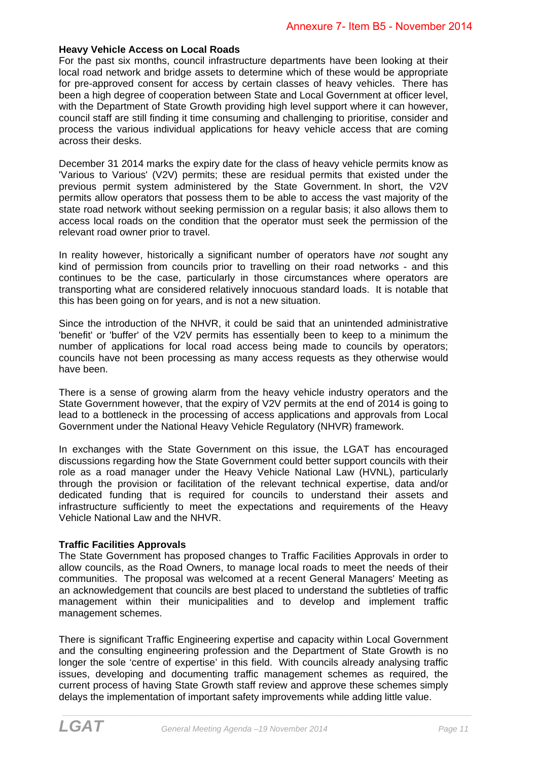**Heavy Vehicle Access on Local Roads**

For the past six months, council infrastructure departments have been looking at their local road network and bridge assets to determine which of these would be appropriate for pre-approved consent for access by certain classes of heavy vehicles. There has been a high degree of cooperation between State and Local Government at officer level, with the Department of State Growth providing high level support where it can however, council staff are still finding it time consuming and challenging to prioritise, consider and process the various individual applications for heavy vehicle access that are coming across their desks.

December 31 2014 marks the expiry date for the class of heavy vehicle permits know as 'Various to Various' (V2V) permits; these are residual permits that existed under the previous permit system administered by the State Government. In short, the V2V permits allow operators that possess them to be able to access the vast majority of the state road network without seeking permission on a regular basis; it also allows them to access local roads on the condition that the operator must seek the permission of the relevant road owner prior to travel.

In reality however, historically a significant number of operators have *not* sought any kind of permission from councils prior to travelling on their road networks - and this continues to be the case, particularly in those circumstances where operators are transporting what are considered relatively innocuous standard loads. It is notable that this has been going on for years, and is not a new situation.

Since the introduction of the NHVR, it could be said that an unintended administrative 'benefit' or 'buffer' of the V2V permits has essentially been to keep to a minimum the number of applications for local road access being made to councils by operators; councils have not been processing as many access requests as they otherwise would have been.

There is a sense of growing alarm from the heavy vehicle industry operators and the State Government however, that the expiry of V2V permits at the end of 2014 is going to lead to a bottleneck in the processing of access applications and approvals from Local Government under the National Heavy Vehicle Regulatory (NHVR) framework.

In exchanges with the State Government on this issue, the LGAT has encouraged discussions regarding how the State Government could better support councils with their role as a road manager under the Heavy Vehicle National Law (HVNL), particularly through the provision or facilitation of the relevant technical expertise, data and/or dedicated funding that is required for councils to understand their assets and infrastructure sufficiently to meet the expectations and requirements of the Heavy Vehicle National Law and the NHVR.

**Traffic Facilities Approvals**

The State Government has proposed changes to Traffic Facilities Approvals in order to allow councils, as the Road Owners, to manage local roads to meet the needs of their communities. The proposal was welcomed at a recent General Managers' Meeting as an acknowledgement that councils are best placed to understand the subtleties of traffic management within their municipalities and to develop and implement traffic management schemes.

There is significant Traffic Engineering expertise and capacity within Local Government and the consulting engineering profession and the Department of State Growth is no longer the sole 'centre of expertise' in this field. With councils already analysing traffic issues, developing and documenting traffic management schemes as required, the current process of having State Growth staff review and approve these schemes simply delays the implementation of important safety improvements while adding little value.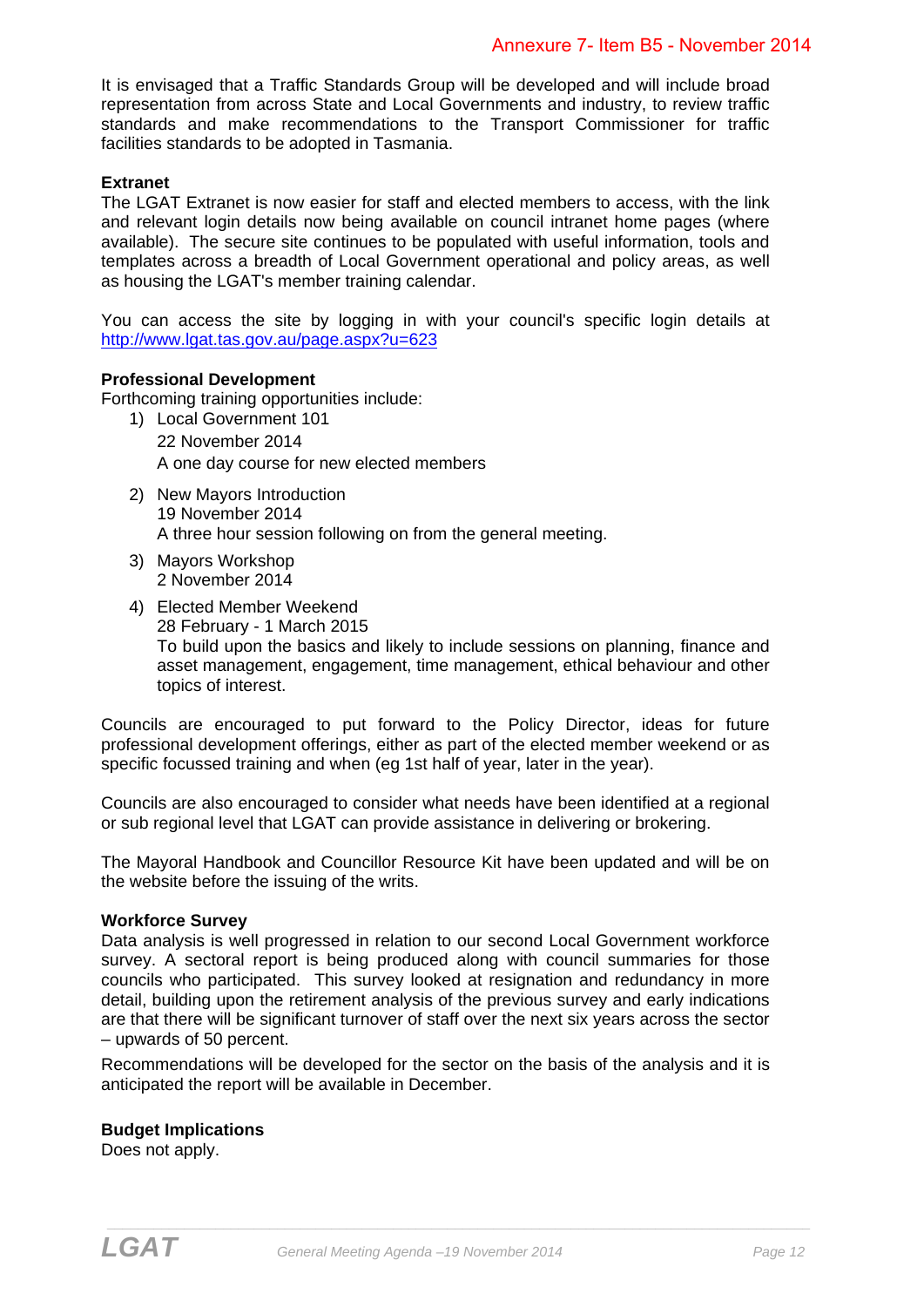It is envisaged that a Traffic Standards Group will be developed and will include broad representation from across State and Local Governments and industry, to review traffic standards and make recommendations to the Transport Commissioner for traffic facilities standards to be adopted in Tasmania.

**Extranet**

The LGAT Extranet is now easier for staff and elected members to access, with the link and relevant login details now being available on council intranet home pages (where available). The secure site continues to be populated with useful information, tools and templates across a breadth of Local Government operational and policy areas, as well as housing the LGAT's member training calendar.

You can access the site by logging in with your council's specific login details at http://www.lgat.tas.gov.au/page.aspx?u=623

**Professional Development**

Forthcoming training opportunities include:

1) Local Government 101  
   22 November 2014  
   A one day course for new elected members

2) New Mayors Introduction  
   19 November 2014  
   A three hour session following on from the general meeting.

3) Mayors Workshop  
   2 November 2014

4) Elected Member Weekend  
   28 February - 1 March 2015  
   To build upon the basics and likely to include sessions on planning, finance and asset management, engagement, time management, ethical behaviour and other topics of interest.

Councils are encouraged to put forward to the Policy Director, ideas for future professional development offerings, either as part of the elected member weekend or as specific focussed training and when (eg 1st half of year, later in the year).

Councils are also encouraged to consider what needs have been identified at a regional or sub regional level that LGAT can provide assistance in delivering or brokering.

The Mayoral Handbook and Councillor Resource Kit have been updated and will be on the website before the issuing of the writs.

**Workforce Survey**

Data analysis is well progressed in relation to our second Local Government workforce survey. A sectoral report is being produced along with council summaries for those councils who participated. This survey looked at resignation and redundancy in more detail, building upon the retirement analysis of the previous survey and early indications are that there will be significant turnover of staff over the next six years across the sector – upwards of 50 percent.

Recommendations will be developed for the sector on the basis of the analysis and it is anticipated the report will be available in December.

**Budget Implications**

Does not apply.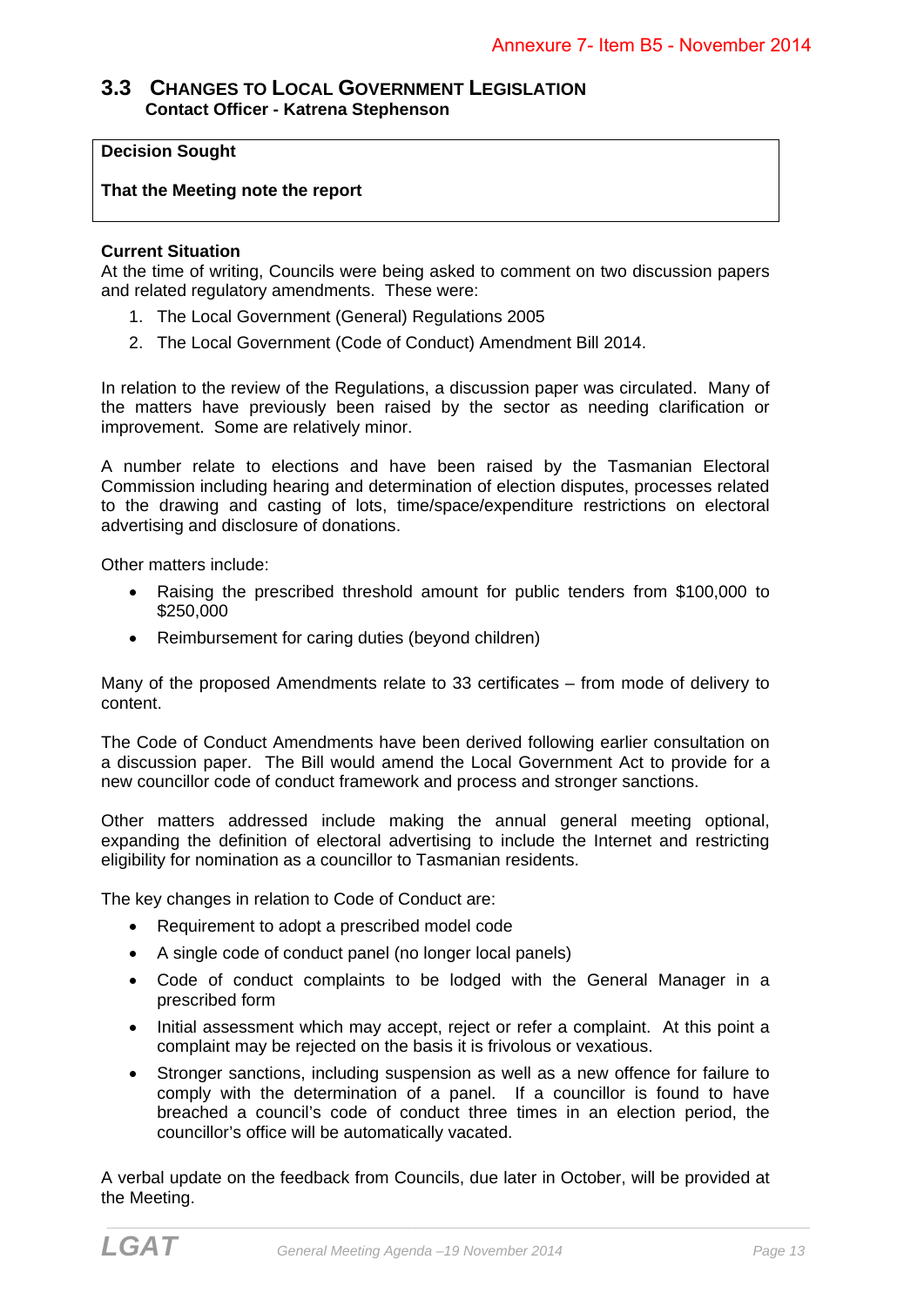## 3.3 CHANGES TO LOCAL GOVERNMENT LEGISLATION

**Contact Officer - Katrena Stephenson**

**Decision Sought**

**That the Meeting note the report**

**Current Situation**

At the time of writing, Councils were being asked to comment on two discussion papers and related regulatory amendments. These were:

1. The Local Government (General) Regulations 2005
2. The Local Government (Code of Conduct) Amendment Bill 2014.

In relation to the review of the Regulations, a discussion paper was circulated. Many of the matters have previously been raised by the sector as needing clarification or improvement. Some are relatively minor.

A number relate to elections and have been raised by the Tasmanian Electoral Commission including hearing and determination of election disputes, processes related to the drawing and casting of lots, time/space/expenditure restrictions on electoral advertising and disclosure of donations.

Other matters include:

- Raising the prescribed threshold amount for public tenders from $100,000 to $250,000
- Reimbursement for caring duties (beyond children)

Many of the proposed Amendments relate to 33 certificates – from mode of delivery to content.

The Code of Conduct Amendments have been derived following earlier consultation on a discussion paper. The Bill would amend the Local Government Act to provide for a new councillor code of conduct framework and process and stronger sanctions.

Other matters addressed include making the annual general meeting optional, expanding the definition of electoral advertising to include the Internet and restricting eligibility for nomination as a councillor to Tasmanian residents.

The key changes in relation to Code of Conduct are:

- Requirement to adopt a prescribed model code
- A single code of conduct panel (no longer local panels)
- Code of conduct complaints to be lodged with the General Manager in a prescribed form
- Initial assessment which may accept, reject or refer a complaint. At this point a complaint may be rejected on the basis it is frivolous or vexatious.
- Stronger sanctions, including suspension as well as a new offence for failure to comply with the determination of a panel. If a councillor is found to have breached a council's code of conduct three times in an election period, the councillor's office will be automatically vacated.

A verbal update on the feedback from Councils, due later in October, will be provided at the Meeting.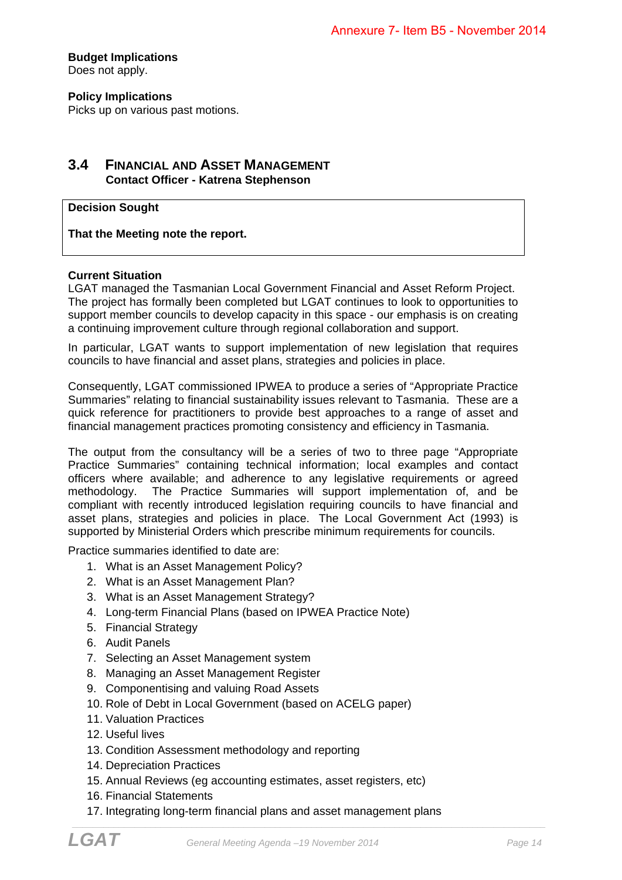**Budget Implications**
Does not apply.

**Policy Implications**
Picks up on various past motions.

## 3.4 Financial and Asset Management

**Contact Officer - Katrena Stephenson**

| **Decision Sought** |
|---|
| **That the Meeting note the report.** |

**Current Situation**
LGAT managed the Tasmanian Local Government Financial and Asset Reform Project. The project has formally been completed but LGAT continues to look to opportunities to support member councils to develop capacity in this space - our emphasis is on creating a continuing improvement culture through regional collaboration and support.

In particular, LGAT wants to support implementation of new legislation that requires councils to have financial and asset plans, strategies and policies in place.

Consequently, LGAT commissioned IPWEA to produce a series of "Appropriate Practice Summaries" relating to financial sustainability issues relevant to Tasmania. These are a quick reference for practitioners to provide best approaches to a range of asset and financial management practices promoting consistency and efficiency in Tasmania.

The output from the consultancy will be a series of two to three page "Appropriate Practice Summaries" containing technical information; local examples and contact officers where available; and adherence to any legislative requirements or agreed methodology. The Practice Summaries will support implementation of, and be compliant with recently introduced legislation requiring councils to have financial and asset plans, strategies and policies in place. The Local Government Act (1993) is supported by Ministerial Orders which prescribe minimum requirements for councils.

Practice summaries identified to date are:

1. What is an Asset Management Policy?
2. What is an Asset Management Plan?
3. What is an Asset Management Strategy?
4. Long-term Financial Plans (based on IPWEA Practice Note)
5. Financial Strategy
6. Audit Panels
7. Selecting an Asset Management system
8. Managing an Asset Management Register
9. Componentising and valuing Road Assets
10. Role of Debt in Local Government (based on ACELG paper)
11. Valuation Practices
12. Useful lives
13. Condition Assessment methodology and reporting
14. Depreciation Practices
15. Annual Reviews (eg accounting estimates, asset registers, etc)
16. Financial Statements
17. Integrating long-term financial plans and asset management plans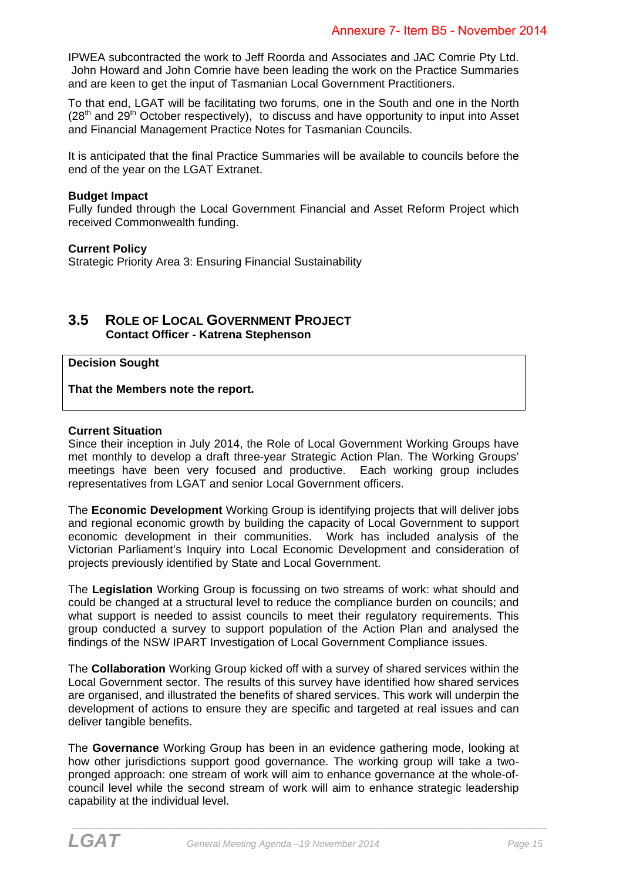IPWEA subcontracted the work to Jeff Roorda and Associates and JAC Comrie Pty Ltd. John Howard and John Comrie have been leading the work on the Practice Summaries and are keen to get the input of Tasmanian Local Government Practitioners.

To that end, LGAT will be facilitating two forums, one in the South and one in the North (28th and 29th October respectively), to discuss and have opportunity to input into Asset and Financial Management Practice Notes for Tasmanian Councils.

It is anticipated that the final Practice Summaries will be available to councils before the end of the year on the LGAT Extranet.

**Budget Impact**
Fully funded through the Local Government Financial and Asset Reform Project which received Commonwealth funding.

**Current Policy**
Strategic Priority Area 3: Ensuring Financial Sustainability

## 3.5 Role of Local Government Project

**Contact Officer - Katrena Stephenson**

**Decision Sought**

**That the Members note the report.**

**Current Situation**
Since their inception in July 2014, the Role of Local Government Working Groups have met monthly to develop a draft three-year Strategic Action Plan. The Working Groups' meetings have been very focused and productive. Each working group includes representatives from LGAT and senior Local Government officers.

The **Economic Development** Working Group is identifying projects that will deliver jobs and regional economic growth by building the capacity of Local Government to support economic development in their communities. Work has included analysis of the Victorian Parliament's Inquiry into Local Economic Development and consideration of projects previously identified by State and Local Government.

The **Legislation** Working Group is focussing on two streams of work: what should and could be changed at a structural level to reduce the compliance burden on councils; and what support is needed to assist councils to meet their regulatory requirements. This group conducted a survey to support population of the Action Plan and analysed the findings of the NSW IPART Investigation of Local Government Compliance issues.

The **Collaboration** Working Group kicked off with a survey of shared services within the Local Government sector. The results of this survey have identified how shared services are organised, and illustrated the benefits of shared services. This work will underpin the development of actions to ensure they are specific and targeted at real issues and can deliver tangible benefits.

The **Governance** Working Group has been in an evidence gathering mode, looking at how other jurisdictions support good governance. The working group will take a two-pronged approach: one stream of work will aim to enhance governance at the whole-of-council level while the second stream of work will aim to enhance strategic leadership capability at the individual level.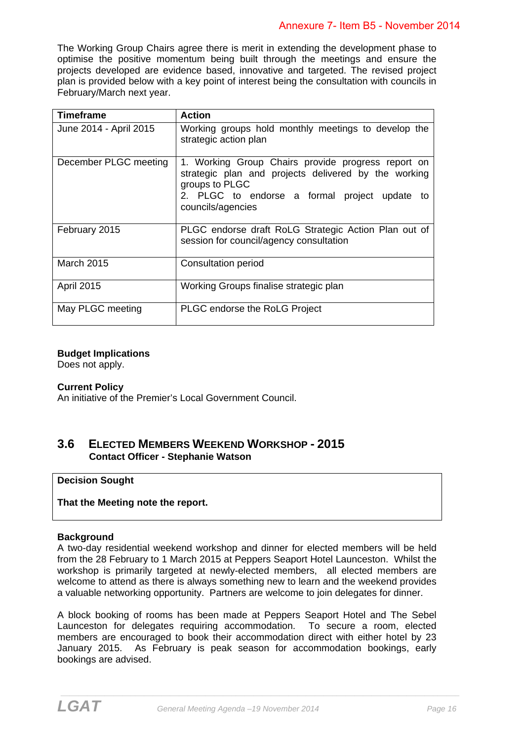The Working Group Chairs agree there is merit in extending the development phase to optimise the positive momentum being built through the meetings and ensure the projects developed are evidence based, innovative and targeted. The revised project plan is provided below with a key point of interest being the consultation with councils in February/March next year.

| Timeframe | Action |
|---|---|
| June 2014 - April 2015 | Working groups hold monthly meetings to develop the strategic action plan |
| December PLGC meeting | 1. Working Group Chairs provide progress report on strategic plan and projects delivered by the working groups to PLGC<br>2. PLGC to endorse a formal project update to councils/agencies |
| February 2015 | PLGC endorse draft RoLG Strategic Action Plan out of session for council/agency consultation |
| March 2015 | Consultation period |
| April 2015 | Working Groups finalise strategic plan |
| May PLGC meeting | PLGC endorse the RoLG Project |

**Budget Implications**
Does not apply.

**Current Policy**
An initiative of the Premier's Local Government Council.

## 3.6 Elected Members Weekend Workshop - 2015

**Contact Officer - Stephanie Watson**

**Decision Sought**

**That the Meeting note the report.**

**Background**
A two-day residential weekend workshop and dinner for elected members will be held from the 28 February to 1 March 2015 at Peppers Seaport Hotel Launceston. Whilst the workshop is primarily targeted at newly-elected members, all elected members are welcome to attend as there is always something new to learn and the weekend provides a valuable networking opportunity. Partners are welcome to join delegates for dinner.

A block booking of rooms has been made at Peppers Seaport Hotel and The Sebel Launceston for delegates requiring accommodation. To secure a room, elected members are encouraged to book their accommodation direct with either hotel by 23 January 2015. As February is peak season for accommodation bookings, early bookings are advised.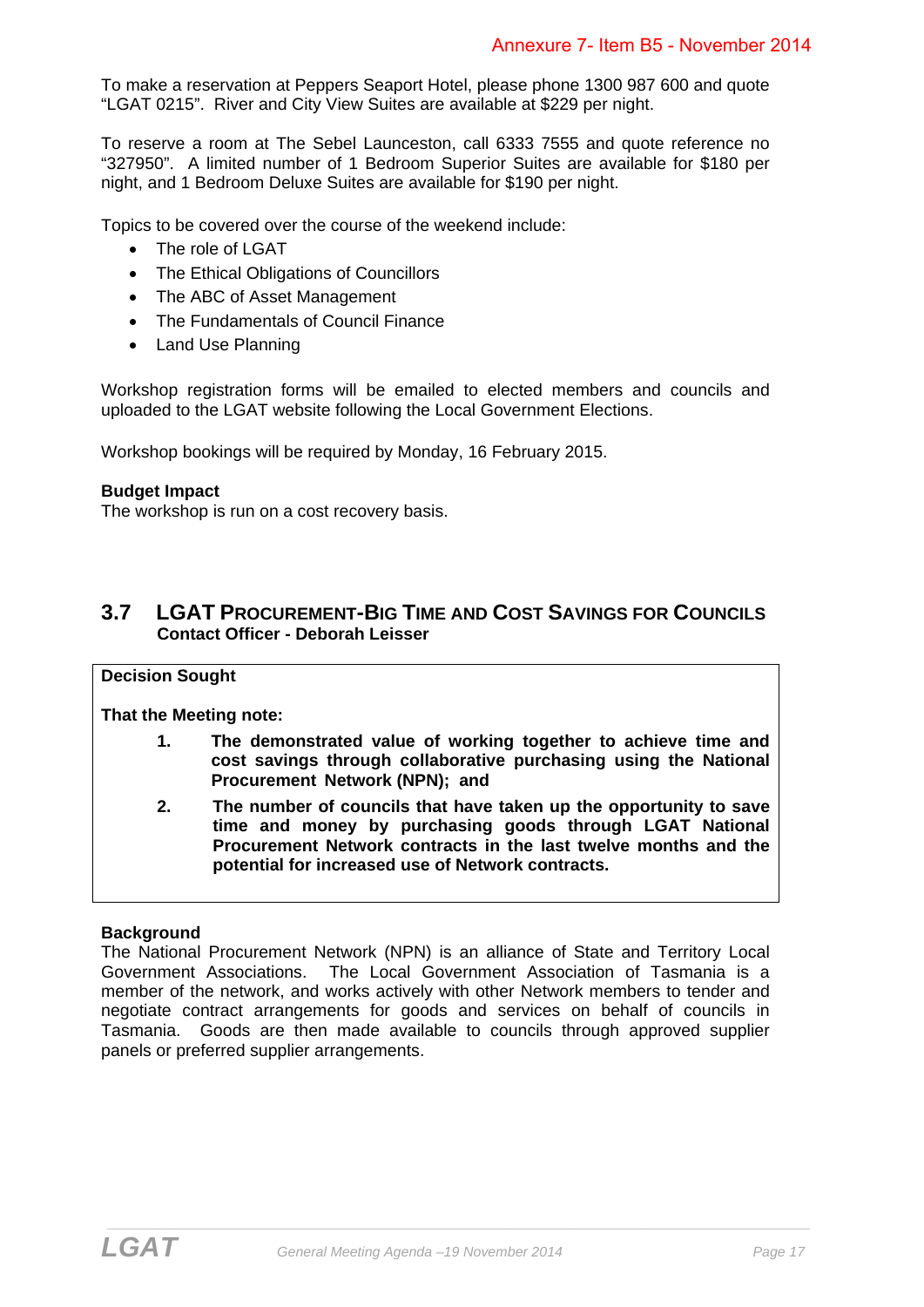To make a reservation at Peppers Seaport Hotel, please phone 1300 987 600 and quote "LGAT 0215". River and City View Suites are available at $229 per night.

To reserve a room at The Sebel Launceston, call 6333 7555 and quote reference no "327950". A limited number of 1 Bedroom Superior Suites are available for $180 per night, and 1 Bedroom Deluxe Suites are available for $190 per night.

Topics to be covered over the course of the weekend include:

- The role of LGAT
- The Ethical Obligations of Councillors
- The ABC of Asset Management
- The Fundamentals of Council Finance
- Land Use Planning

Workshop registration forms will be emailed to elected members and councils and uploaded to the LGAT website following the Local Government Elections.

Workshop bookings will be required by Monday, 16 February 2015.

**Budget Impact**
The workshop is run on a cost recovery basis.

## 3.7 LGAT Procurement-Big Time and Cost Savings for Councils

**Contact Officer - Deborah Leisser**

**Decision Sought**

**That the Meeting note:**

1. **The demonstrated value of working together to achieve time and cost savings through collaborative purchasing using the National Procurement Network (NPN); and**
2. **The number of councils that have taken up the opportunity to save time and money by purchasing goods through LGAT National Procurement Network contracts in the last twelve months and the potential for increased use of Network contracts.**

**Background**
The National Procurement Network (NPN) is an alliance of State and Territory Local Government Associations. The Local Government Association of Tasmania is a member of the network, and works actively with other Network members to tender and negotiate contract arrangements for goods and services on behalf of councils in Tasmania. Goods are then made available to councils through approved supplier panels or preferred supplier arrangements.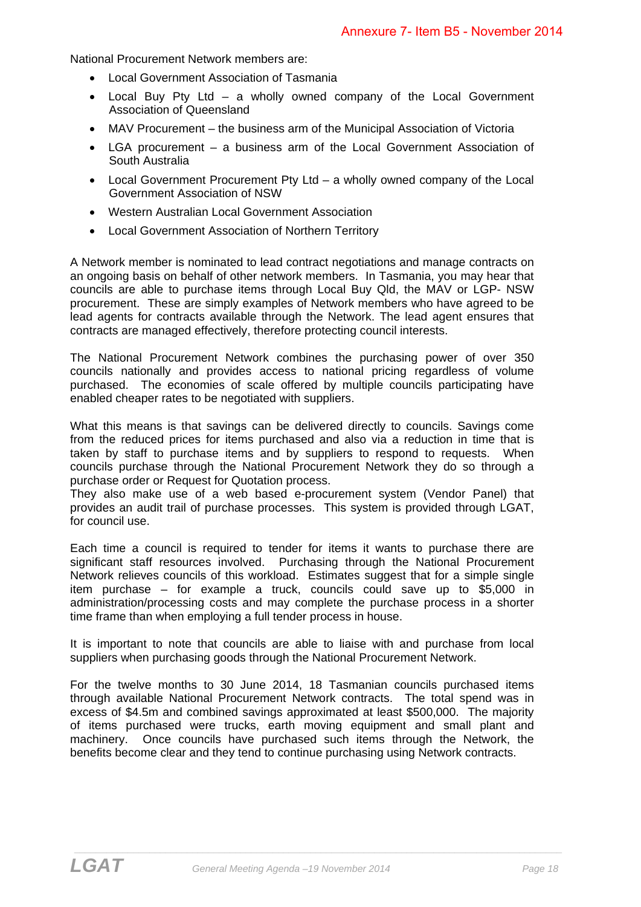National Procurement Network members are:

- Local Government Association of Tasmania
- Local Buy Pty Ltd – a wholly owned company of the Local Government Association of Queensland
- MAV Procurement – the business arm of the Municipal Association of Victoria
- LGA procurement – a business arm of the Local Government Association of South Australia
- Local Government Procurement Pty Ltd – a wholly owned company of the Local Government Association of NSW
- Western Australian Local Government Association
- Local Government Association of Northern Territory

A Network member is nominated to lead contract negotiations and manage contracts on an ongoing basis on behalf of other network members. In Tasmania, you may hear that councils are able to purchase items through Local Buy Qld, the MAV or LGP- NSW procurement. These are simply examples of Network members who have agreed to be lead agents for contracts available through the Network. The lead agent ensures that contracts are managed effectively, therefore protecting council interests.

The National Procurement Network combines the purchasing power of over 350 councils nationally and provides access to national pricing regardless of volume purchased. The economies of scale offered by multiple councils participating have enabled cheaper rates to be negotiated with suppliers.

What this means is that savings can be delivered directly to councils. Savings come from the reduced prices for items purchased and also via a reduction in time that is taken by staff to purchase items and by suppliers to respond to requests. When councils purchase through the National Procurement Network they do so through a purchase order or Request for Quotation process.
They also make use of a web based e-procurement system (Vendor Panel) that provides an audit trail of purchase processes. This system is provided through LGAT, for council use.

Each time a council is required to tender for items it wants to purchase there are significant staff resources involved. Purchasing through the National Procurement Network relieves councils of this workload. Estimates suggest that for a simple single item purchase – for example a truck, councils could save up to $5,000 in administration/processing costs and may complete the purchase process in a shorter time frame than when employing a full tender process in house.

It is important to note that councils are able to liaise with and purchase from local suppliers when purchasing goods through the National Procurement Network.

For the twelve months to 30 June 2014, 18 Tasmanian councils purchased items through available National Procurement Network contracts. The total spend was in excess of $4.5m and combined savings approximated at least $500,000. The majority of items purchased were trucks, earth moving equipment and small plant and machinery. Once councils have purchased such items through the Network, the benefits become clear and they tend to continue purchasing using Network contracts.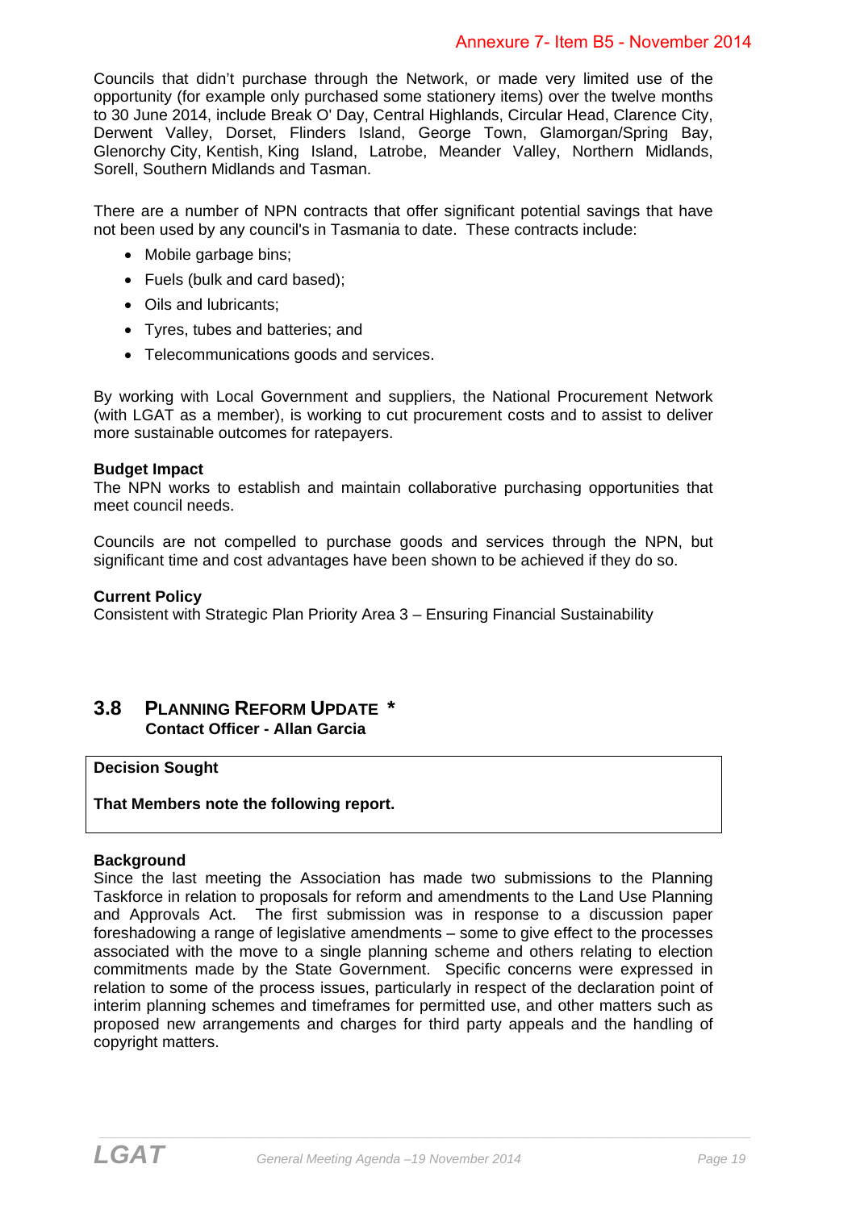Councils that didn't purchase through the Network, or made very limited use of the opportunity (for example only purchased some stationery items) over the twelve months to 30 June 2014, include Break O' Day, Central Highlands, Circular Head, Clarence City, Derwent Valley, Dorset, Flinders Island, George Town, Glamorgan/Spring Bay, Glenorchy City, Kentish, King Island, Latrobe, Meander Valley, Northern Midlands, Sorell, Southern Midlands and Tasman.

There are a number of NPN contracts that offer significant potential savings that have not been used by any council's in Tasmania to date. These contracts include:

- Mobile garbage bins;
- Fuels (bulk and card based);
- Oils and lubricants;
- Tyres, tubes and batteries; and
- Telecommunications goods and services.

By working with Local Government and suppliers, the National Procurement Network (with LGAT as a member), is working to cut procurement costs and to assist to deliver more sustainable outcomes for ratepayers.

**Budget Impact**
The NPN works to establish and maintain collaborative purchasing opportunities that meet council needs.

Councils are not compelled to purchase goods and services through the NPN, but significant time and cost advantages have been shown to be achieved if they do so.

**Current Policy**
Consistent with Strategic Plan Priority Area 3 – Ensuring Financial Sustainability

## 3.8 Planning Reform Update *

**Contact Officer - Allan Garcia**

**Decision Sought**

**That Members note the following report.**

**Background**
Since the last meeting the Association has made two submissions to the Planning Taskforce in relation to proposals for reform and amendments to the Land Use Planning and Approvals Act. The first submission was in response to a discussion paper foreshadowing a range of legislative amendments – some to give effect to the processes associated with the move to a single planning scheme and others relating to election commitments made by the State Government. Specific concerns were expressed in relation to some of the process issues, particularly in respect of the declaration point of interim planning schemes and timeframes for permitted use, and other matters such as proposed new arrangements and charges for third party appeals and the handling of copyright matters.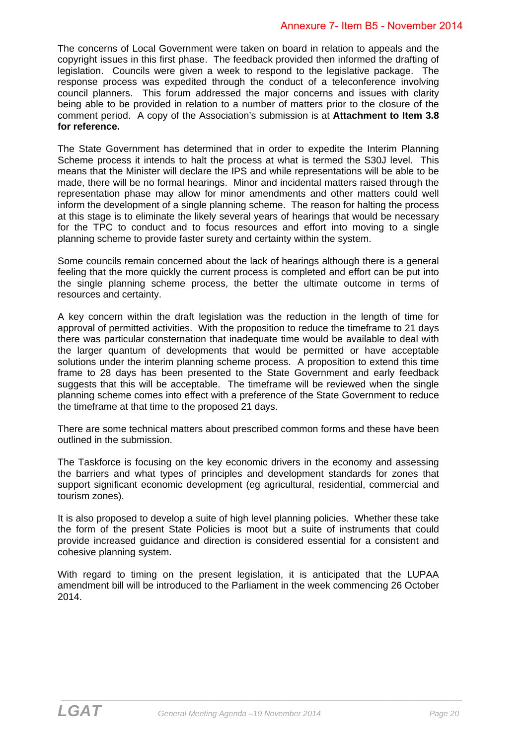The concerns of Local Government were taken on board in relation to appeals and the copyright issues in this first phase. The feedback provided then informed the drafting of legislation. Councils were given a week to respond to the legislative package. The response process was expedited through the conduct of a teleconference involving council planners. This forum addressed the major concerns and issues with clarity being able to be provided in relation to a number of matters prior to the closure of the comment period. A copy of the Association's submission is at **Attachment to Item 3.8 for reference.**

The State Government has determined that in order to expedite the Interim Planning Scheme process it intends to halt the process at what is termed the S30J level. This means that the Minister will declare the IPS and while representations will be able to be made, there will be no formal hearings. Minor and incidental matters raised through the representation phase may allow for minor amendments and other matters could well inform the development of a single planning scheme. The reason for halting the process at this stage is to eliminate the likely several years of hearings that would be necessary for the TPC to conduct and to focus resources and effort into moving to a single planning scheme to provide faster surety and certainty within the system.

Some councils remain concerned about the lack of hearings although there is a general feeling that the more quickly the current process is completed and effort can be put into the single planning scheme process, the better the ultimate outcome in terms of resources and certainty.

A key concern within the draft legislation was the reduction in the length of time for approval of permitted activities. With the proposition to reduce the timeframe to 21 days there was particular consternation that inadequate time would be available to deal with the larger quantum of developments that would be permitted or have acceptable solutions under the interim planning scheme process. A proposition to extend this time frame to 28 days has been presented to the State Government and early feedback suggests that this will be acceptable. The timeframe will be reviewed when the single planning scheme comes into effect with a preference of the State Government to reduce the timeframe at that time to the proposed 21 days.

There are some technical matters about prescribed common forms and these have been outlined in the submission.

The Taskforce is focusing on the key economic drivers in the economy and assessing the barriers and what types of principles and development standards for zones that support significant economic development (eg agricultural, residential, commercial and tourism zones).

It is also proposed to develop a suite of high level planning policies. Whether these take the form of the present State Policies is moot but a suite of instruments that could provide increased guidance and direction is considered essential for a consistent and cohesive planning system.

With regard to timing on the present legislation, it is anticipated that the LUPAA amendment bill will be introduced to the Parliament in the week commencing 26 October 2014.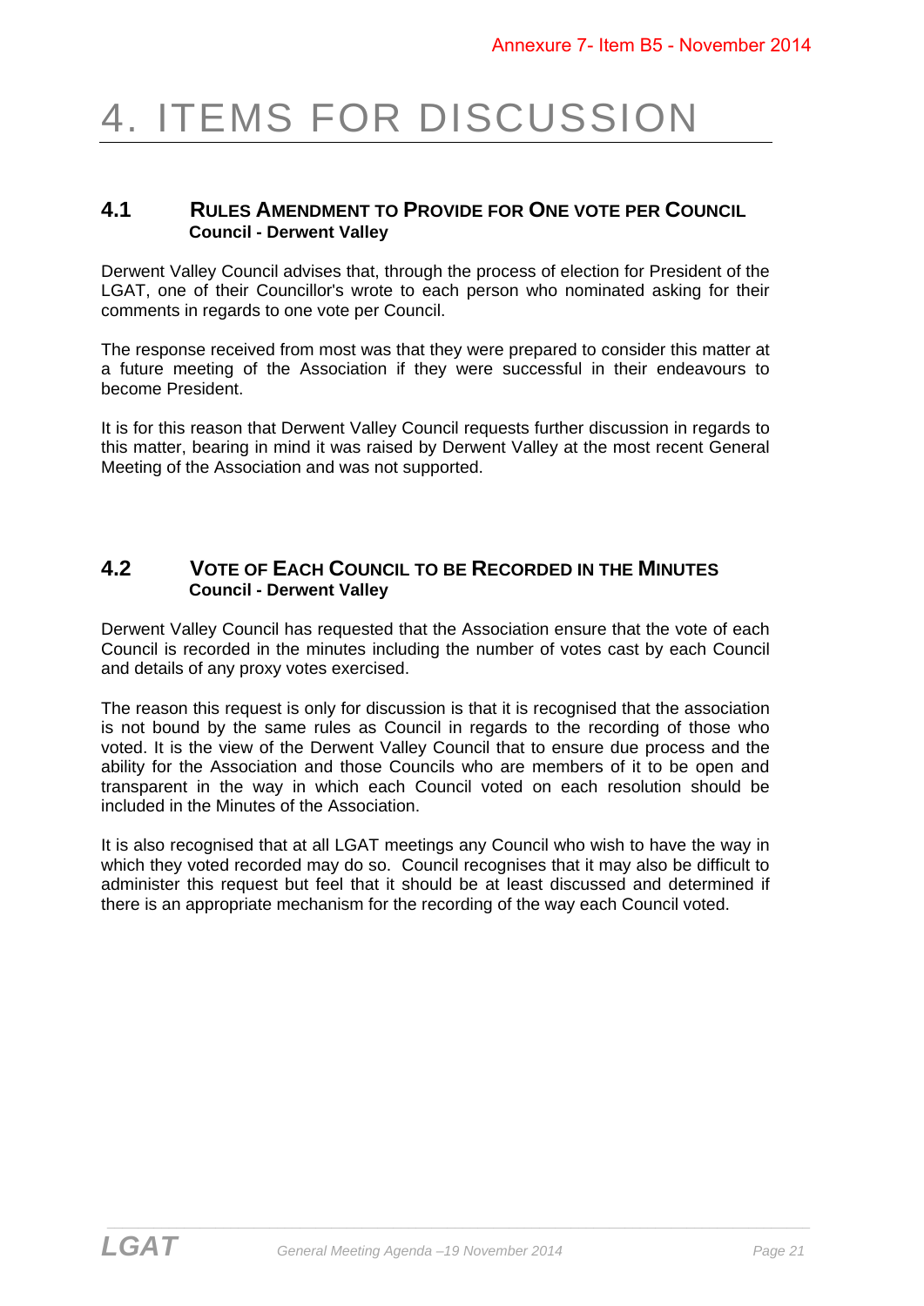Annexure 7- Item B5 - November 2014

# 4. ITEMS FOR DISCUSSION

## 4.1 RULES AMENDMENT TO PROVIDE FOR ONE VOTE PER COUNCIL

**Council - Derwent Valley**

Derwent Valley Council advises that, through the process of election for President of the LGAT, one of their Councillor's wrote to each person who nominated asking for their comments in regards to one vote per Council.

The response received from most was that they were prepared to consider this matter at a future meeting of the Association if they were successful in their endeavours to become President.

It is for this reason that Derwent Valley Council requests further discussion in regards to this matter, bearing in mind it was raised by Derwent Valley at the most recent General Meeting of the Association and was not supported.

## 4.2 VOTE OF EACH COUNCIL TO BE RECORDED IN THE MINUTES

**Council - Derwent Valley**

Derwent Valley Council has requested that the Association ensure that the vote of each Council is recorded in the minutes including the number of votes cast by each Council and details of any proxy votes exercised.

The reason this request is only for discussion is that it is recognised that the association is not bound by the same rules as Council in regards to the recording of those who voted. It is the view of the Derwent Valley Council that to ensure due process and the ability for the Association and those Councils who are members of it to be open and transparent in the way in which each Council voted on each resolution should be included in the Minutes of the Association.

It is also recognised that at all LGAT meetings any Council who wish to have the way in which they voted recorded may do so. Council recognises that it may also be difficult to administer this request but feel that it should be at least discussed and determined if there is an appropriate mechanism for the recording of the way each Council voted.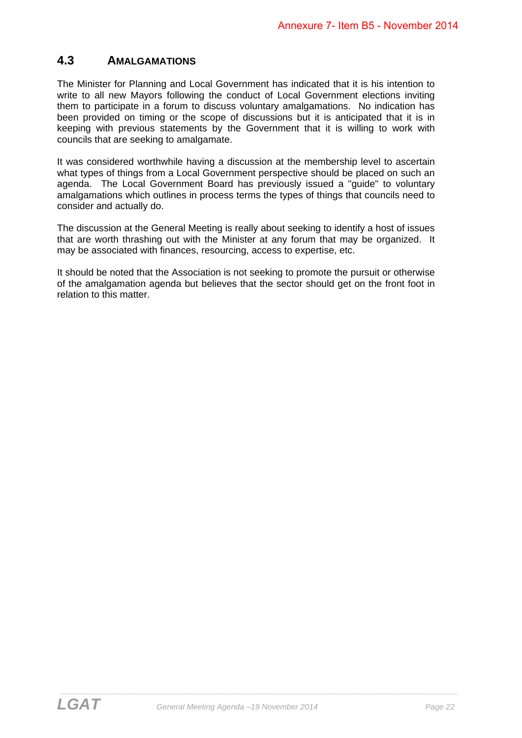## 4.3 AMALGAMATIONS

The Minister for Planning and Local Government has indicated that it is his intention to write to all new Mayors following the conduct of Local Government elections inviting them to participate in a forum to discuss voluntary amalgamations. No indication has been provided on timing or the scope of discussions but it is anticipated that it is in keeping with previous statements by the Government that it is willing to work with councils that are seeking to amalgamate.

It was considered worthwhile having a discussion at the membership level to ascertain what types of things from a Local Government perspective should be placed on such an agenda. The Local Government Board has previously issued a "guide" to voluntary amalgamations which outlines in process terms the types of things that councils need to consider and actually do.

The discussion at the General Meeting is really about seeking to identify a host of issues that are worth thrashing out with the Minister at any forum that may be organized. It may be associated with finances, resourcing, access to expertise, etc.

It should be noted that the Association is not seeking to promote the pursuit or otherwise of the amalgamation agenda but believes that the sector should get on the front foot in relation to this matter.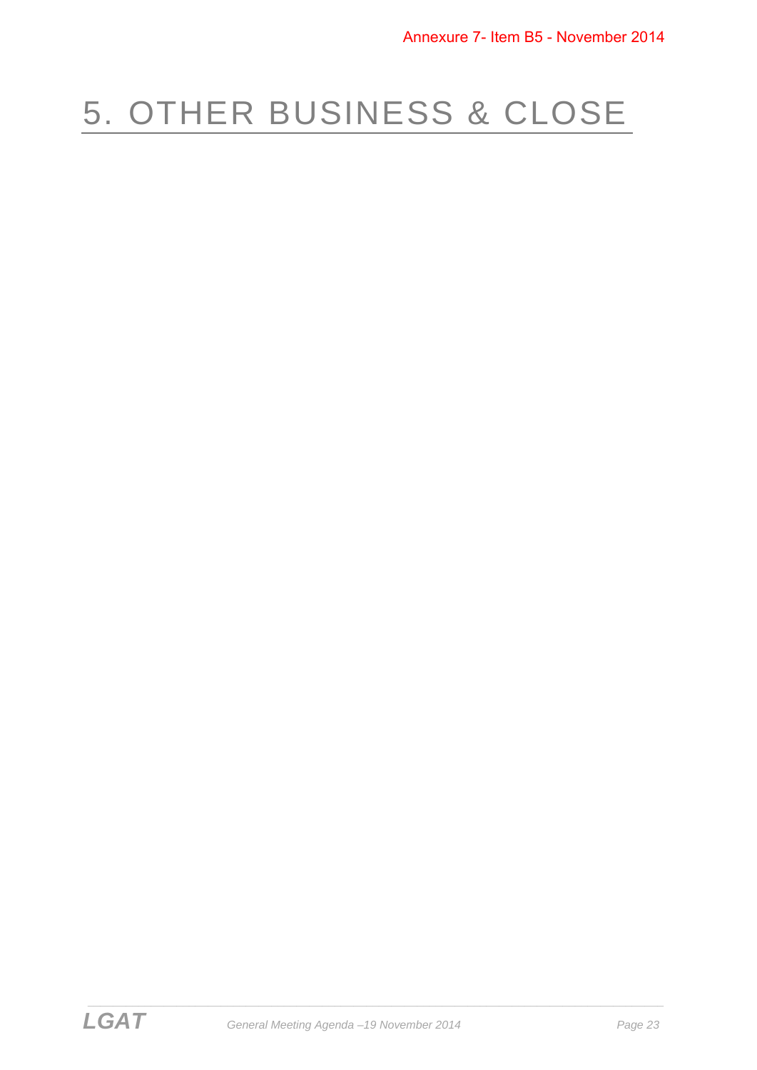# 5. OTHER BUSINESS & CLOSE